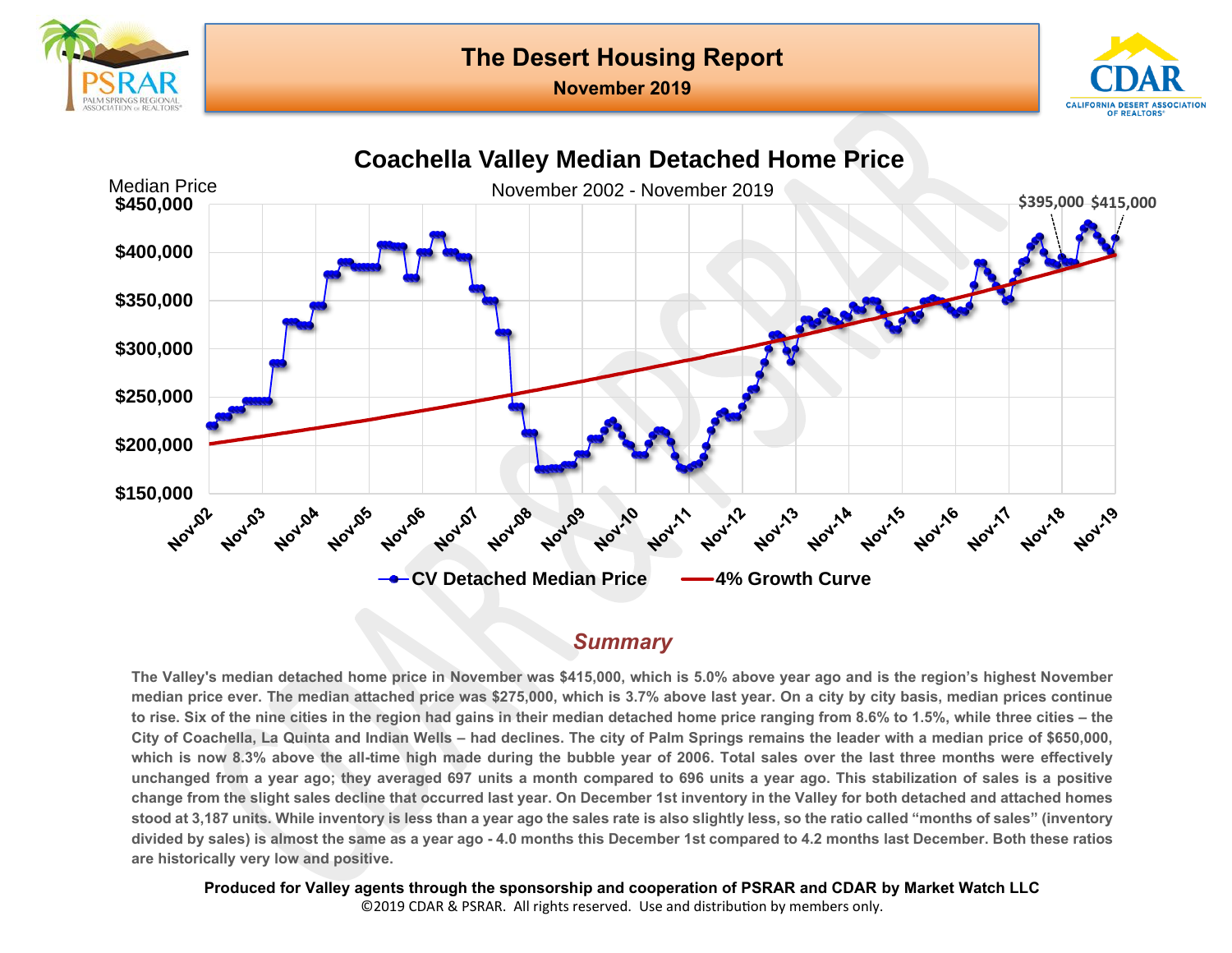# The Desert Housing Report

**November 2019**

## Coachella Valley Median Detached Home Price

November 2002 - November 2019

Median Price

$395,000 $415,000

CV Detached Median Price — 4% Growth Curve

### *Summary*

**The Valley's median detached home price in November was $415,000, which is 5.0% above year ago and is the region's highest November median price ever. The median attached price was $275,000, which is 3.7% above last year. On a city by city basis, median prices continue to rise. Six of the nine cities in the region had gains in their median detached home price ranging from 8.6% to 1.5%, while three cities – the City of Coachella, La Quinta and Indian Wells – had declines. The city of Palm Springs remains the leader with a median price of $650,000, which is now 8.3% above the all-time high made during the bubble year of 2006. Total sales over the last three months were effectively unchanged from a year ago; they averaged 697 units a month compared to 696 units a year ago. This stabilization of sales is a positive change from the slight sales decline that occurred last year. On December 1st inventory in the Valley for both detached and attached homes stood at 3,187 units. While inventory is less than a year ago the sales rate is also slightly less, so the ratio called "months of sales" (inventory divided by sales) is almost the same as a year ago - 4.0 months this December 1st compared to 4.2 months last December. Both these ratios are historically very low and positive.**

**Produced for Valley agents through the sponsorship and cooperation of PSRAR and CDAR by Market Watch LLC**

©2019 CDAR & PSRAR. All rights reserved. Use and distribution by members only.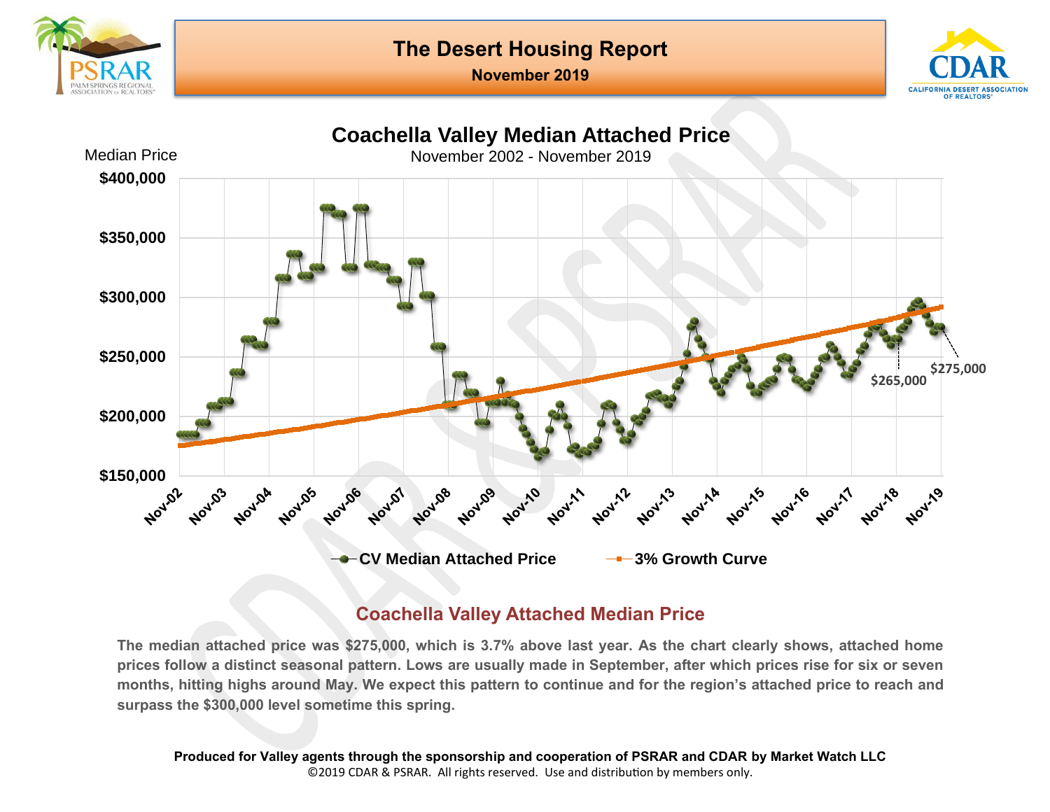# The Desert Housing Report

**November 2019**

## Coachella Valley Median Attached Price

November 2002 - November 2019

Median Price

$400,000
$350,000
$300,000
$250,000
$200,000
$150,000

Nov-02, Nov-03, Nov-04, Nov-05, Nov-06, Nov-07, Nov-08, Nov-09, Nov-10, Nov-11, Nov-12, Nov-13, Nov-14, Nov-15, Nov-16, Nov-17, Nov-18, Nov-19

$265,000
$275,000

CV Median Attached Price — 3% Growth Curve

### Coachella Valley Attached Median Price

**The median attached price was $275,000, which is 3.7% above last year. As the chart clearly shows, attached home prices follow a distinct seasonal pattern. Lows are usually made in September, after which prices rise for six or seven months, hitting highs around May. We expect this pattern to continue and for the region's attached price to reach and surpass the $300,000 level sometime this spring.**

**Produced for Valley agents through the sponsorship and cooperation of PSRAR and CDAR by Market Watch LLC**

©2019 CDAR & PSRAR. All rights reserved. Use and distribution by members only.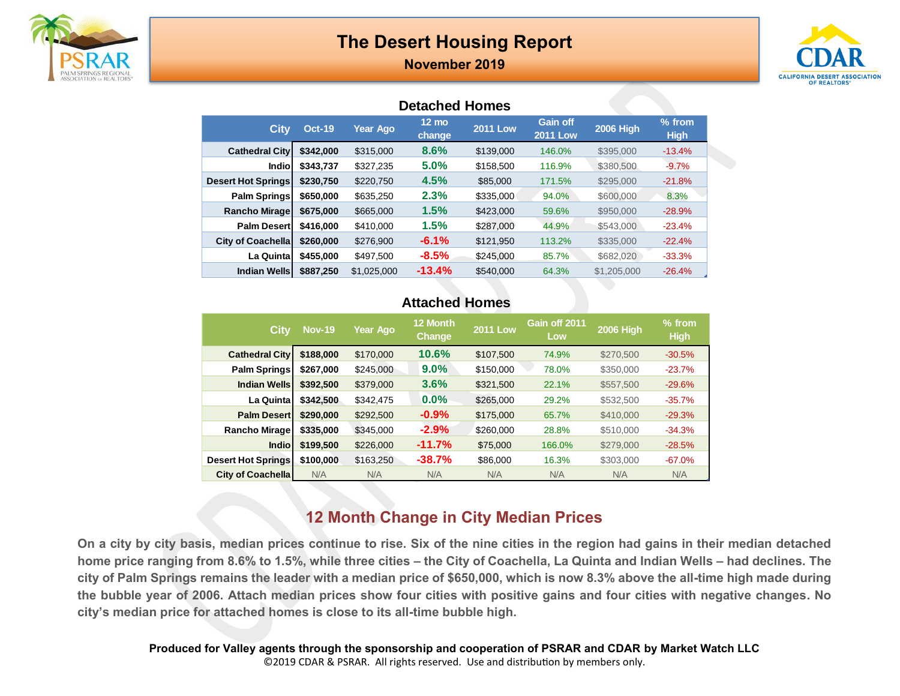# The Desert Housing Report

**November 2019**

## Detached Homes

| City | Oct-19 | Year Ago | 12 mo change | 2011 Low | Gain off 2011 Low | 2006 High | % from High |
|---|---|---|---|---|---|---|---|
| **Cathedral City** | **$342,000** | $315,000 | 8.6% | $139,000 | 146.0% | $395,000 | -13.4% |
| **Indio** | **$343,737** | $327,235 | 5.0% | $158,500 | 116.9% | $380,500 | -9.7% |
| **Desert Hot Springs** | **$230,750** | $220,750 | 4.5% | $85,000 | 171.5% | $295,000 | -21.8% |
| **Palm Springs** | **$650,000** | $635,250 | 2.3% | $335,000 | 94.0% | $600,000 | 8.3% |
| **Rancho Mirage** | **$675,000** | $665,000 | 1.5% | $423,000 | 59.6% | $950,000 | -28.9% |
| **Palm Desert** | **$416,000** | $410,000 | 1.5% | $287,000 | 44.9% | $543,000 | -23.4% |
| **City of Coachella** | **$260,000** | $276,900 | -6.1% | $121,950 | 113.2% | $335,000 | -22.4% |
| **La Quinta** | **$455,000** | $497,500 | -8.5% | $245,000 | 85.7% | $682,020 | -33.3% |
| **Indian Wells** | **$887,250** | $1,025,000 | -13.4% | $540,000 | 64.3% | $1,205,000 | -26.4% |

## Attached Homes

| City | Nov-19 | Year Ago | 12 Month Change | 2011 Low | Gain off 2011 Low | 2006 High | % from High |
|---|---|---|---|---|---|---|---|
| **Cathedral City** | **$188,000** | $170,000 | 10.6% | $107,500 | 74.9% | $270,500 | -30.5% |
| **Palm Springs** | **$267,000** | $245,000 | 9.0% | $150,000 | 78.0% | $350,000 | -23.7% |
| **Indian Wells** | **$392,500** | $379,000 | 3.6% | $321,500 | 22.1% | $557,500 | -29.6% |
| **La Quinta** | **$342,500** | $342,475 | 0.0% | $265,000 | 29.2% | $532,500 | -35.7% |
| **Palm Desert** | **$290,000** | $292,500 | -0.9% | $175,000 | 65.7% | $410,000 | -29.3% |
| **Rancho Mirage** | **$335,000** | $345,000 | -2.9% | $260,000 | 28.8% | $510,000 | -34.3% |
| **Indio** | **$199,500** | $226,000 | -11.7% | $75,000 | 166.0% | $279,000 | -28.5% |
| **Desert Hot Springs** | **$100,000** | $163,250 | -38.7% | $86,000 | 16.3% | $303,000 | -67.0% |
| **City of Coachella** | N/A | N/A | N/A | N/A | N/A | N/A | N/A |

## 12 Month Change in City Median Prices

**On a city by city basis, median prices continue to rise. Six of the nine cities in the region had gains in their median detached home price ranging from 8.6% to 1.5%, while three cities – the City of Coachella, La Quinta and Indian Wells – had declines. The city of Palm Springs remains the leader with a median price of $650,000, which is now 8.3% above the all-time high made during the bubble year of 2006. Attach median prices show four cities with positive gains and four cities with negative changes. No city's median price for attached homes is close to its all-time bubble high.**

**Produced for Valley agents through the sponsorship and cooperation of PSRAR and CDAR by Market Watch LLC**

©2019 CDAR & PSRAR. All rights reserved. Use and distribution by members only.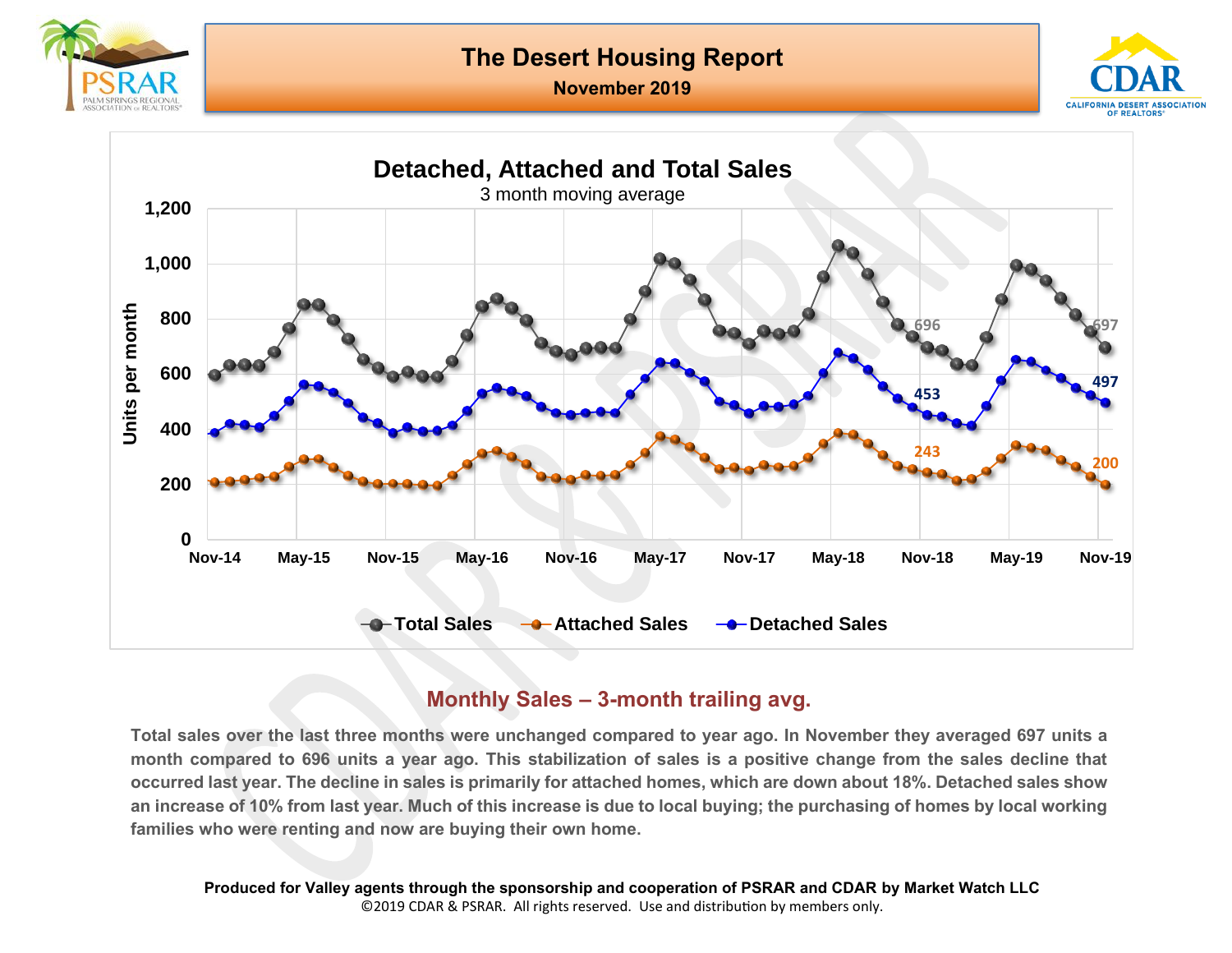# The Desert Housing Report

**November 2019**

## Detached, Attached and Total Sales

3 month moving average

## Monthly Sales – 3-month trailing avg.

**Total sales over the last three months were unchanged compared to year ago. In November they averaged 697 units a month compared to 696 units a year ago. This stabilization of sales is a positive change from the sales decline that occurred last year. The decline in sales is primarily for attached homes, which are down about 18%. Detached sales show an increase of 10% from last year. Much of this increase is due to local buying; the purchasing of homes by local working families who were renting and now are buying their own home.**

**Produced for Valley agents through the sponsorship and cooperation of PSRAR and CDAR by Market Watch LLC**

©2019 CDAR & PSRAR. All rights reserved. Use and distribution by members only.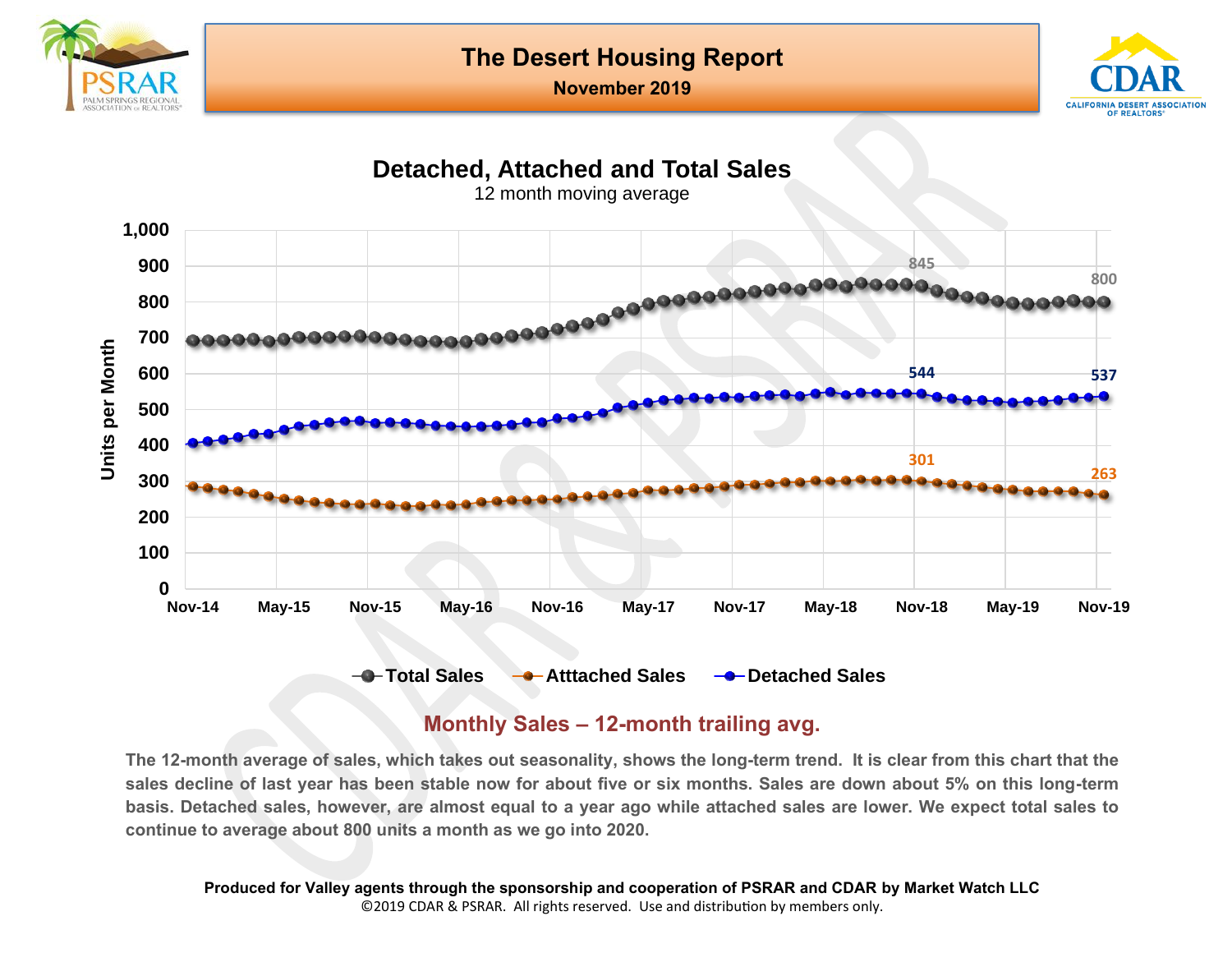# The Desert Housing Report

**November 2019**

## Detached, Attached and Total Sales

12 month moving average

Units per Month

Legend: Total Sales, Atttached Sales, Detached Sales

Labels: Total Sales 845 (Nov-18), 800 (Nov-19); Detached Sales 544 (Nov-18), 537 (Nov-19); Attached Sales 301 (Nov-18), 263 (Nov-19)

X-axis: Nov-14, May-15, Nov-15, May-16, Nov-16, May-17, Nov-17, May-18, Nov-18, May-19, Nov-19

Y-axis: 0 to 1,000

### Monthly Sales – 12-month trailing avg.

The 12-month average of sales, which takes out seasonality, shows the long-term trend. It is clear from this chart that the sales decline of last year has been stable now for about five or six months. Sales are down about 5% on this long-term basis. Detached sales, however, are almost equal to a year ago while attached sales are lower. We expect total sales to continue to average about 800 units a month as we go into 2020.

**Produced for Valley agents through the sponsorship and cooperation of PSRAR and CDAR by Market Watch LLC**

©2019 CDAR & PSRAR. All rights reserved. Use and distribution by members only.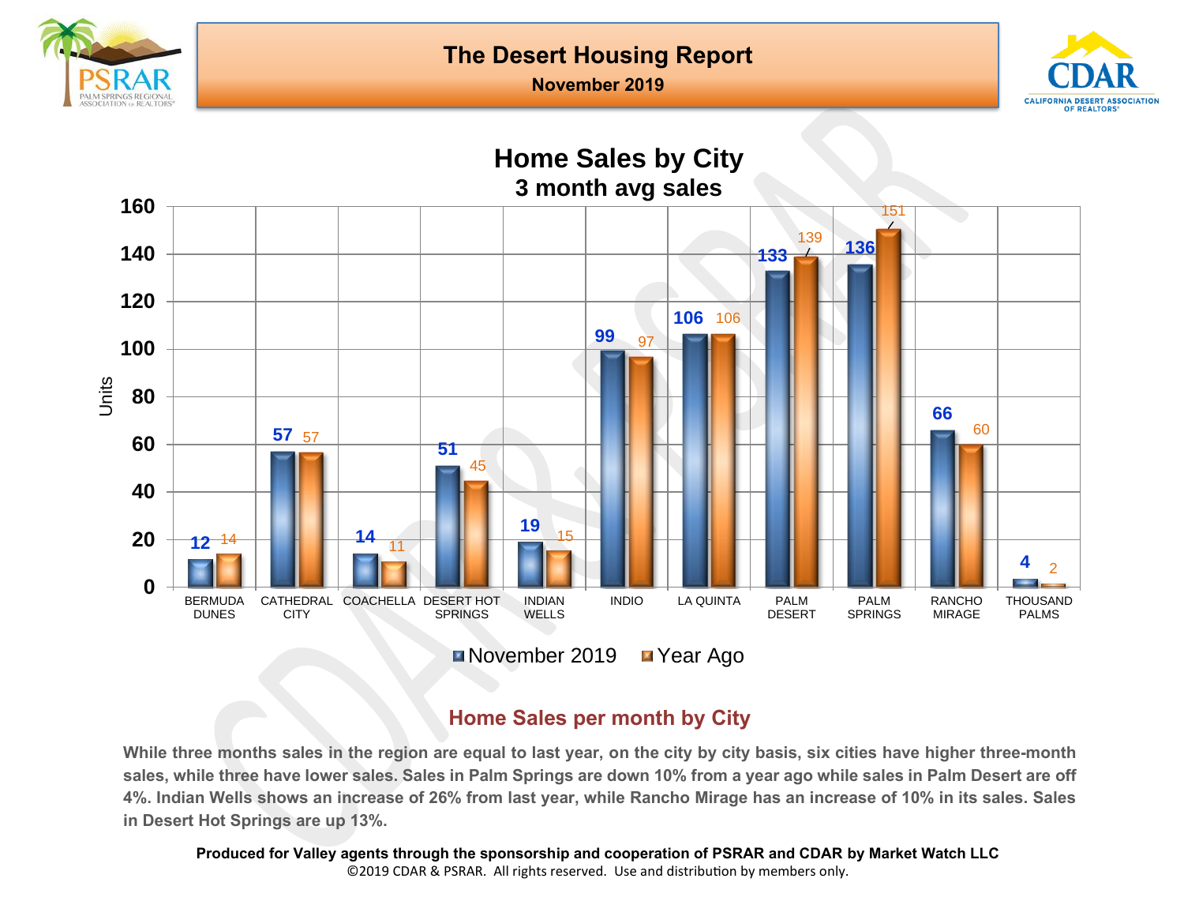# The Desert Housing Report

**November 2019**

## Home Sales by City
### 3 month avg sales

| City | November 2019 | Year Ago |
|---|---|---|
| BERMUDA DUNES | 12 | 14 |
| CATHEDRAL CITY | 57 | 57 |
| COACHELLA | 14 | 11 |
| DESERT HOT SPRINGS | 51 | 45 |
| INDIAN WELLS | 19 | 15 |
| INDIO | 99 | 97 |
| LA QUINTA | 106 | 106 |
| PALM DESERT | 133 | 139 |
| PALM SPRINGS | 136 | 151 |
| RANCHO MIRAGE | 66 | 60 |
| THOUSAND PALMS | 4 | 2 |

## Home Sales per month by City

**While three months sales in the region are equal to last year, on the city by city basis, six cities have higher three-month sales, while three have lower sales. Sales in Palm Springs are down 10% from a year ago while sales in Palm Desert are off 4%. Indian Wells shows an increase of 26% from last year, while Rancho Mirage has an increase of 10% in its sales. Sales in Desert Hot Springs are up 13%.**

**Produced for Valley agents through the sponsorship and cooperation of PSRAR and CDAR by Market Watch LLC**

©2019 CDAR & PSRAR. All rights reserved. Use and distribution by members only.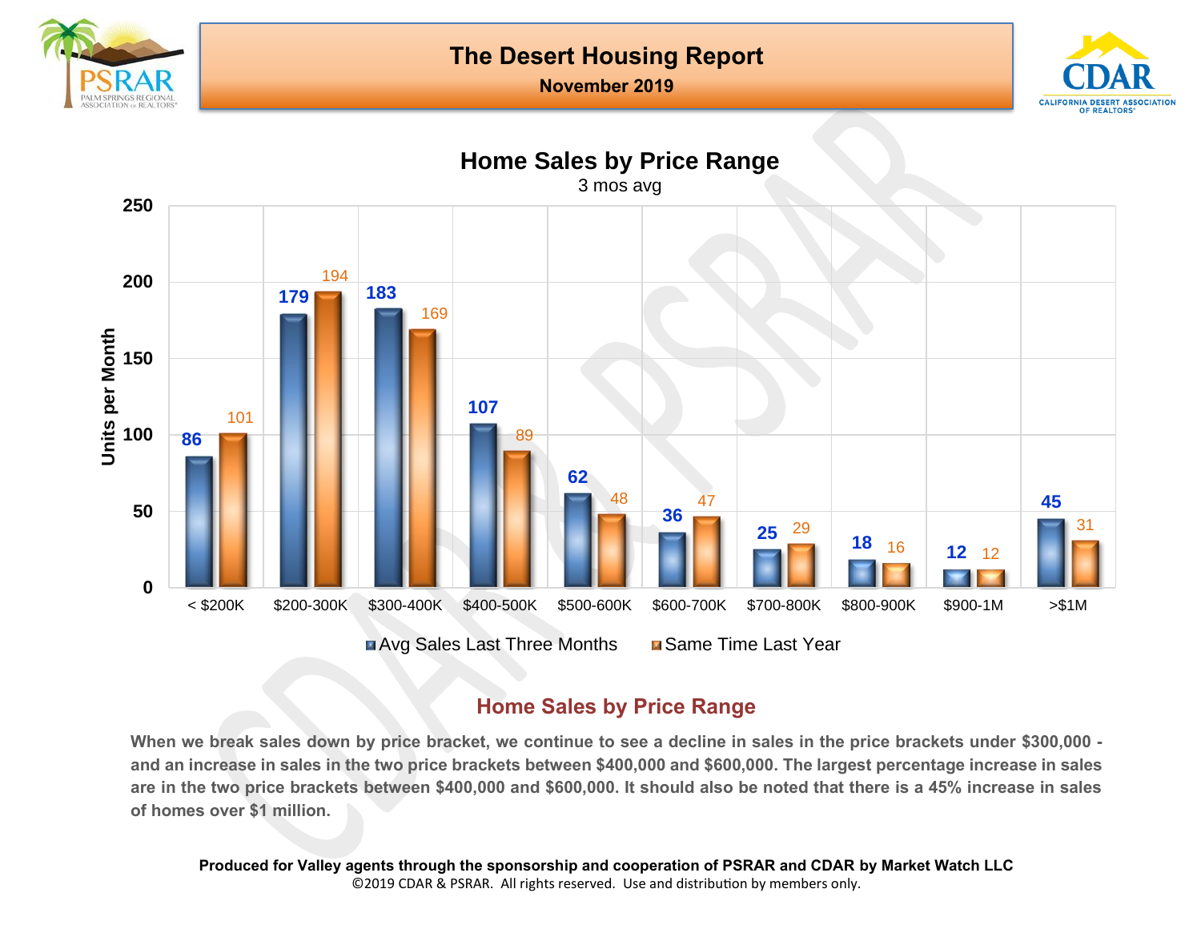# The Desert Housing Report

**November 2019**

## Home Sales by Price Range

3 mos avg

| Price Range | Avg Sales Last Three Months | Same Time Last Year |
|---|---|---|
| < $200K | 86 | 101 |
| $200-300K | 179 | 194 |
| $300-400K | 183 | 169 |
| $400-500K | 107 | 89 |
| $500-600K | 62 | 48 |
| $600-700K | 36 | 47 |
| $700-800K | 25 | 29 |
| $800-900K | 18 | 16 |
| $900-1M | 12 | 12 |
| >$1M | 45 | 31 |

Units per Month

### Home Sales by Price Range

When we break sales down by price bracket, we continue to see a decline in sales in the price brackets under $300,000 - and an increase in sales in the two price brackets between $400,000 and $600,000. The largest percentage increase in sales are in the two price brackets between $400,000 and $600,000. It should also be noted that there is a 45% increase in sales of homes over $1 million.

**Produced for Valley agents through the sponsorship and cooperation of PSRAR and CDAR by Market Watch LLC**

©2019 CDAR & PSRAR. All rights reserved. Use and distribution by members only.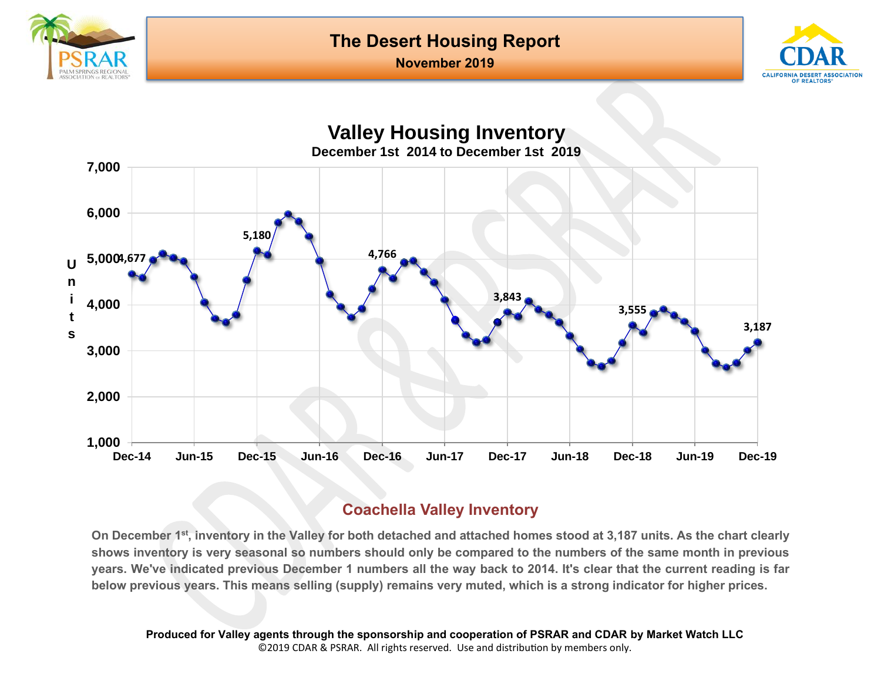# The Desert Housing Report

**November 2019**

## Valley Housing Inventory

**December 1st 2014 to December 1st 2019**

| Date | Units |
|---|---|
| Dec-14 | 4,677 |
| Dec-15 | 5,180 |
| Dec-16 | 4,766 |
| Dec-17 | 3,843 |
| Dec-18 | 3,555 |
| Dec-19 | 3,187 |

### Coachella Valley Inventory

On December 1st, inventory in the Valley for both detached and attached homes stood at 3,187 units. As the chart clearly shows inventory is very seasonal so numbers should only be compared to the numbers of the same month in previous years. We've indicated previous December 1 numbers all the way back to 2014. It's clear that the current reading is far below previous years. This means selling (supply) remains very muted, which is a strong indicator for higher prices.

**Produced for Valley agents through the sponsorship and cooperation of PSRAR and CDAR by Market Watch LLC**

©2019 CDAR & PSRAR. All rights reserved. Use and distribution by members only.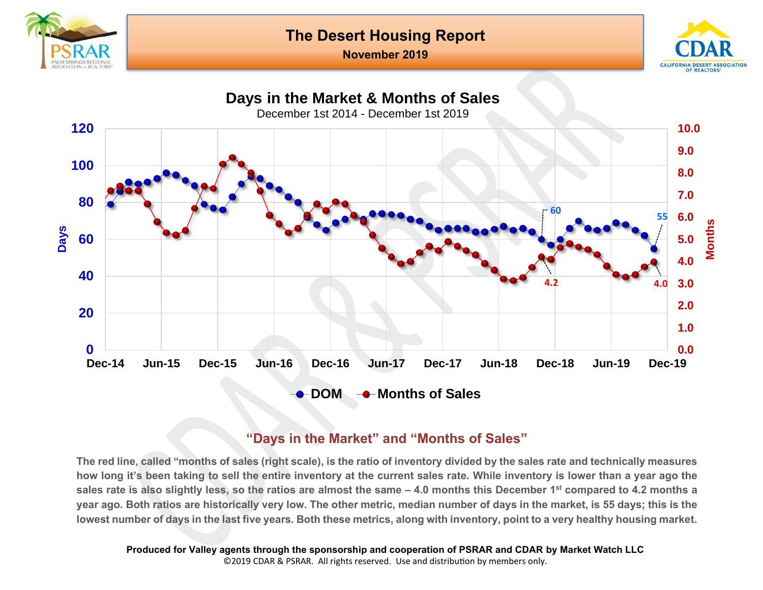# The Desert Housing Report

**November 2019**

## Days in the Market & Months of Sales

December 1st 2014 - December 1st 2019

DOM — Months of Sales

### "Days in the Market" and "Months of Sales"

**The red line, called "months of sales (right scale), is the ratio of inventory divided by the sales rate and technically measures how long it's been taking to sell the entire inventory at the current sales rate. While inventory is lower than a year ago the sales rate is also slightly less, so the ratios are almost the same – 4.0 months this December 1st compared to 4.2 months a year ago. Both ratios are historically very low. The other metric, median number of days in the market, is 55 days; this is the lowest number of days in the last five years. Both these metrics, along with inventory, point to a very healthy housing market.**

**Produced for Valley agents through the sponsorship and cooperation of PSRAR and CDAR by Market Watch LLC**

©2019 CDAR & PSRAR. All rights reserved. Use and distribution by members only.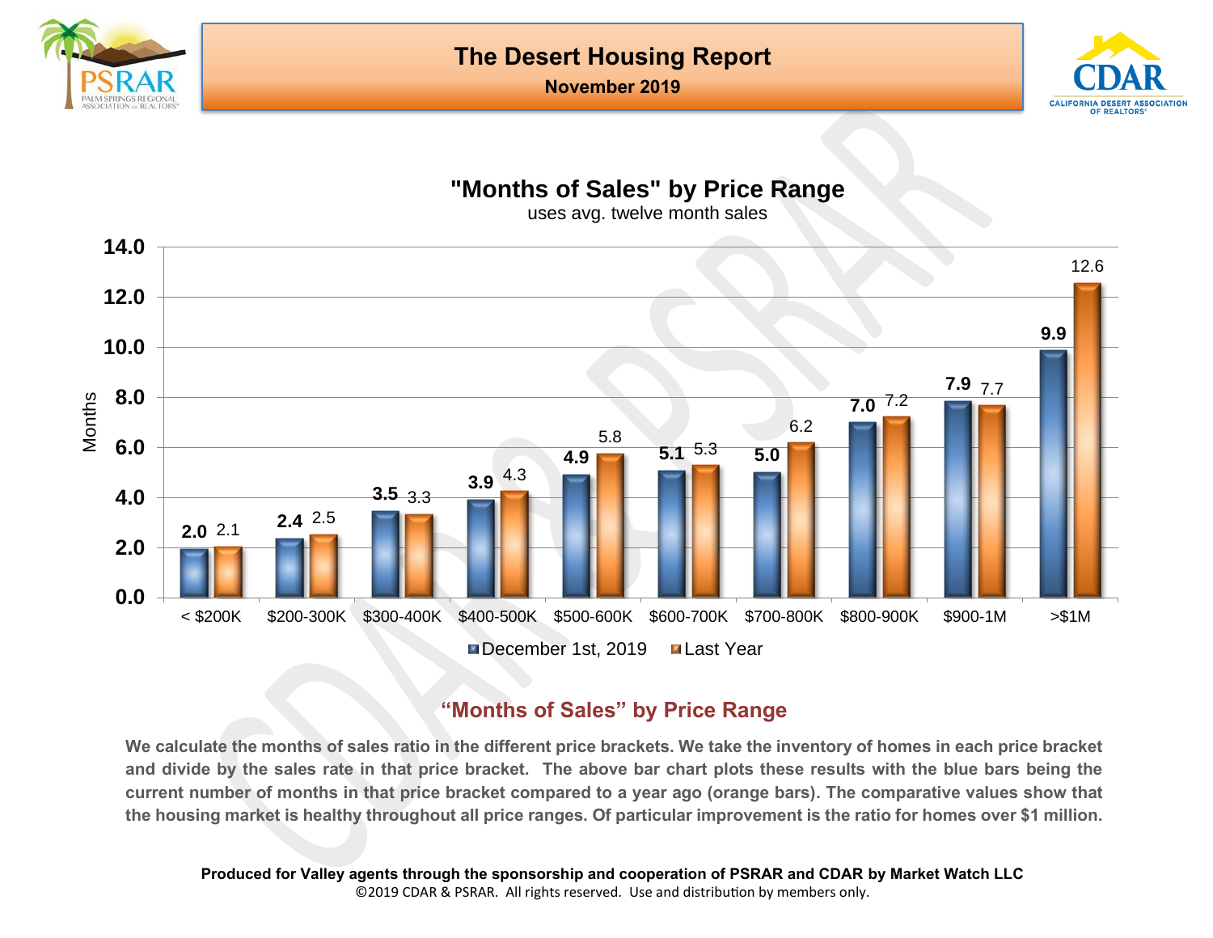# The Desert Housing Report

**November 2019**

## "Months of Sales" by Price Range

uses avg. twelve month sales

| Price Range | December 1st, 2019 | Last Year |
|---|---|---|
| < $200K | 2.0 | 2.1 |
| $200-300K | 2.4 | 2.5 |
| $300-400K | 3.5 | 3.3 |
| $400-500K | 3.9 | 4.3 |
| $500-600K | 4.9 | 5.8 |
| $600-700K | 5.1 | 5.3 |
| $700-800K | 5.0 | 6.2 |
| $800-900K | 7.0 | 7.2 |
| $900-1M | 7.9 | 7.7 |
| >$1M | 9.9 | 12.6 |

## "Months of Sales" by Price Range

**We calculate the months of sales ratio in the different price brackets. We take the inventory of homes in each price bracket and divide by the sales rate in that price bracket. The above bar chart plots these results with the blue bars being the current number of months in that price bracket compared to a year ago (orange bars). The comparative values show that the housing market is healthy throughout all price ranges. Of particular improvement is the ratio for homes over $1 million.**

**Produced for Valley agents through the sponsorship and cooperation of PSRAR and CDAR by Market Watch LLC**

©2019 CDAR & PSRAR. All rights reserved. Use and distribution by members only.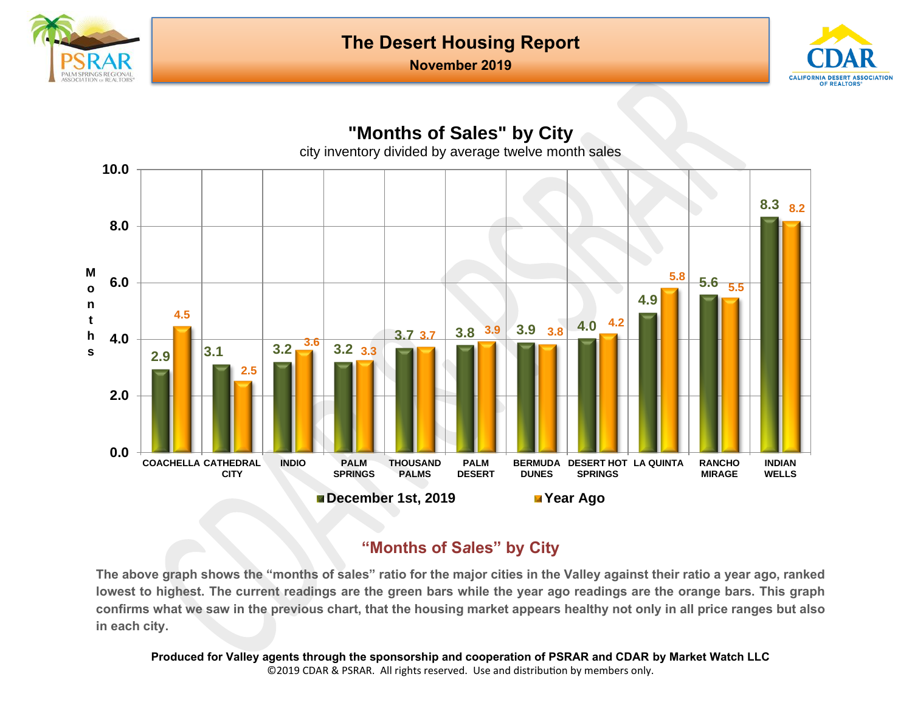# The Desert Housing Report

**November 2019**

## "Months of Sales" by City

city inventory divided by average twelve month sales

| City | December 1st, 2019 | Year Ago |
|---|---|---|
| COACHELLA | 2.9 | 4.5 |
| CATHEDRAL CITY | 3.1 | 2.5 |
| INDIO | 3.2 | 3.6 |
| PALM SPRINGS | 3.2 | 3.3 |
| THOUSAND PALMS | 3.7 | 3.7 |
| PALM DESERT | 3.8 | 3.9 |
| BERMUDA DUNES | 3.9 | 3.8 |
| DESERT HOT SPRINGS | 4.0 | 4.2 |
| LA QUINTA | 4.9 | 5.8 |
| RANCHO MIRAGE | 5.6 | 5.5 |
| INDIAN WELLS | 8.3 | 8.2 |

## "Months of Sales" by City

**The above graph shows the "months of sales" ratio for the major cities in the Valley against their ratio a year ago, ranked lowest to highest. The current readings are the green bars while the year ago readings are the orange bars. This graph confirms what we saw in the previous chart, that the housing market appears healthy not only in all price ranges but also in each city.**

**Produced for Valley agents through the sponsorship and cooperation of PSRAR and CDAR by Market Watch LLC**

©2019 CDAR & PSRAR. All rights reserved. Use and distribution by members only.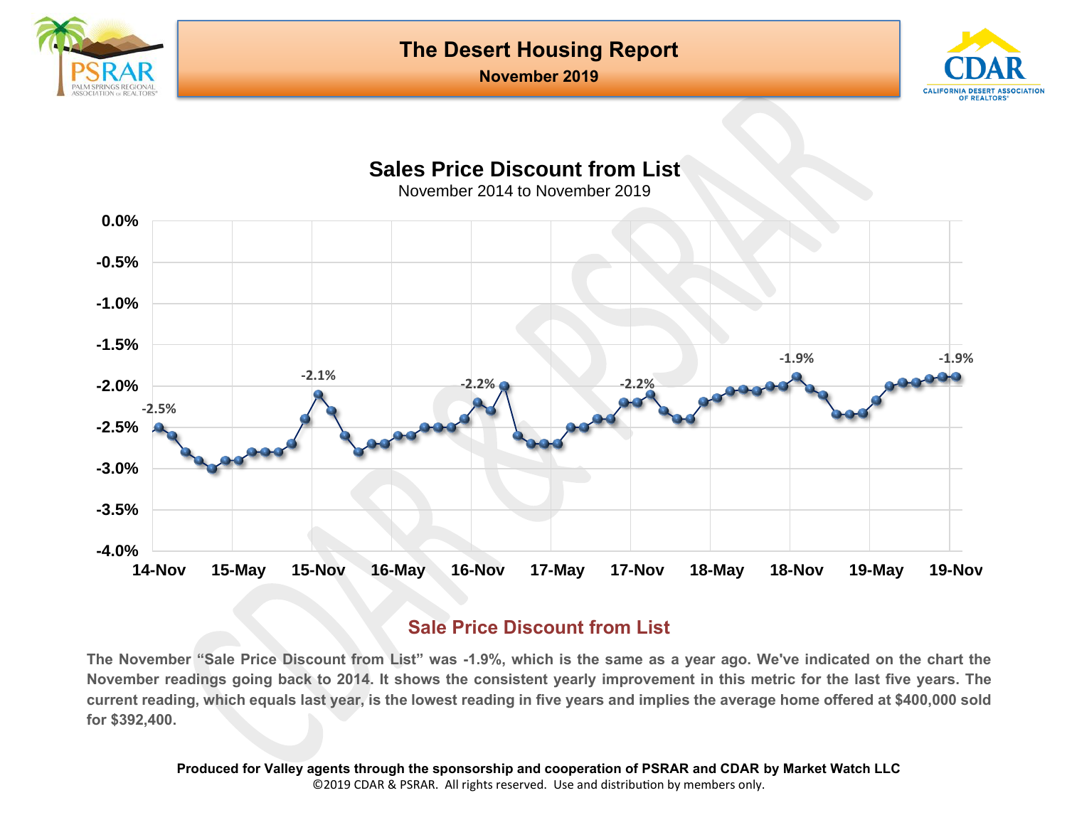# The Desert Housing Report

**November 2019**

## Sales Price Discount from List

November 2014 to November 2019

### Sale Price Discount from List

**The November "Sale Price Discount from List" was -1.9%, which is the same as a year ago. We've indicated on the chart the November readings going back to 2014. It shows the consistent yearly improvement in this metric for the last five years. The current reading, which equals last year, is the lowest reading in five years and implies the average home offered at $400,000 sold for $392,400.**

**Produced for Valley agents through the sponsorship and cooperation of PSRAR and CDAR by Market Watch LLC**

©2019 CDAR & PSRAR. All rights reserved. Use and distribution by members only.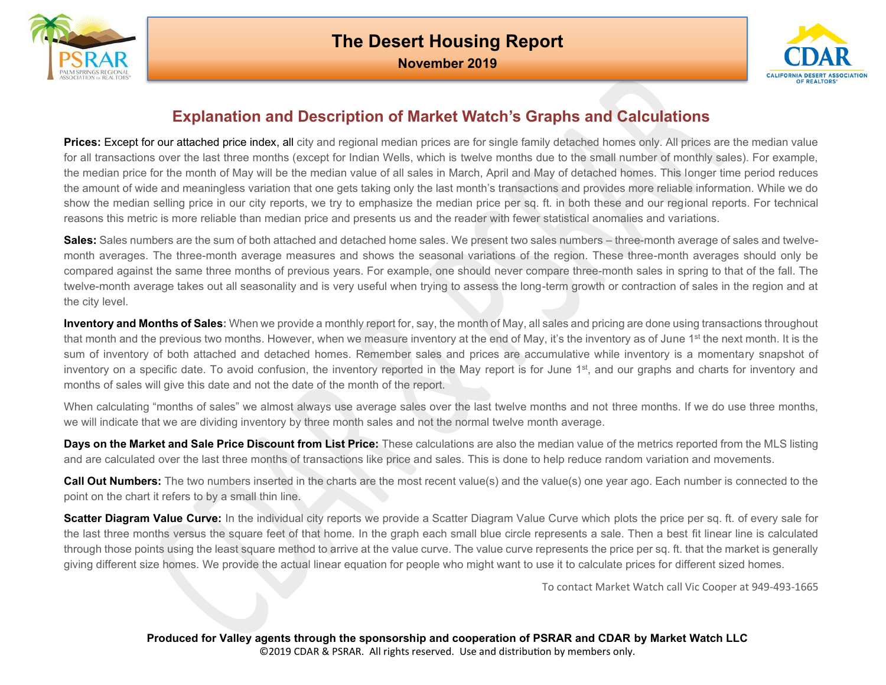# The Desert Housing Report

**November 2019**

## Explanation and Description of Market Watch's Graphs and Calculations

**Prices:** Except for our attached price index, all city and regional median prices are for single family detached homes only. All prices are the median value for all transactions over the last three months (except for Indian Wells, which is twelve months due to the small number of monthly sales). For example, the median price for the month of May will be the median value of all sales in March, April and May of detached homes. This longer time period reduces the amount of wide and meaningless variation that one gets taking only the last month's transactions and provides more reliable information. While we do show the median selling price in our city reports, we try to emphasize the median price per sq. ft. in both these and our regional reports. For technical reasons this metric is more reliable than median price and presents us and the reader with fewer statistical anomalies and variations.

**Sales:** Sales numbers are the sum of both attached and detached home sales. We present two sales numbers – three-month average of sales and twelve-month averages. The three-month average measures and shows the seasonal variations of the region. These three-month averages should only be compared against the same three months of previous years. For example, one should never compare three-month sales in spring to that of the fall. The twelve-month average takes out all seasonality and is very useful when trying to assess the long-term growth or contraction of sales in the region and at the city level.

**Inventory and Months of Sales:** When we provide a monthly report for, say, the month of May, all sales and pricing are done using transactions throughout that month and the previous two months. However, when we measure inventory at the end of May, it's the inventory as of June 1st the next month. It is the sum of inventory of both attached and detached homes. Remember sales and prices are accumulative while inventory is a momentary snapshot of inventory on a specific date. To avoid confusion, the inventory reported in the May report is for June 1st, and our graphs and charts for inventory and months of sales will give this date and not the date of the month of the report.

When calculating "months of sales" we almost always use average sales over the last twelve months and not three months. If we do use three months, we will indicate that we are dividing inventory by three month sales and not the normal twelve month average.

**Days on the Market and Sale Price Discount from List Price:** These calculations are also the median value of the metrics reported from the MLS listing and are calculated over the last three months of transactions like price and sales. This is done to help reduce random variation and movements.

**Call Out Numbers:** The two numbers inserted in the charts are the most recent value(s) and the value(s) one year ago. Each number is connected to the point on the chart it refers to by a small thin line.

**Scatter Diagram Value Curve:** In the individual city reports we provide a Scatter Diagram Value Curve which plots the price per sq. ft. of every sale for the last three months versus the square feet of that home. In the graph each small blue circle represents a sale. Then a best fit linear line is calculated through those points using the least square method to arrive at the value curve. The value curve represents the price per sq. ft. that the market is generally giving different size homes. We provide the actual linear equation for people who might want to use it to calculate prices for different sized homes.

To contact Market Watch call Vic Cooper at 949-493-1665

**Produced for Valley agents through the sponsorship and cooperation of PSRAR and CDAR by Market Watch LLC**

©2019 CDAR & PSRAR. All rights reserved. Use and distribution by members only.